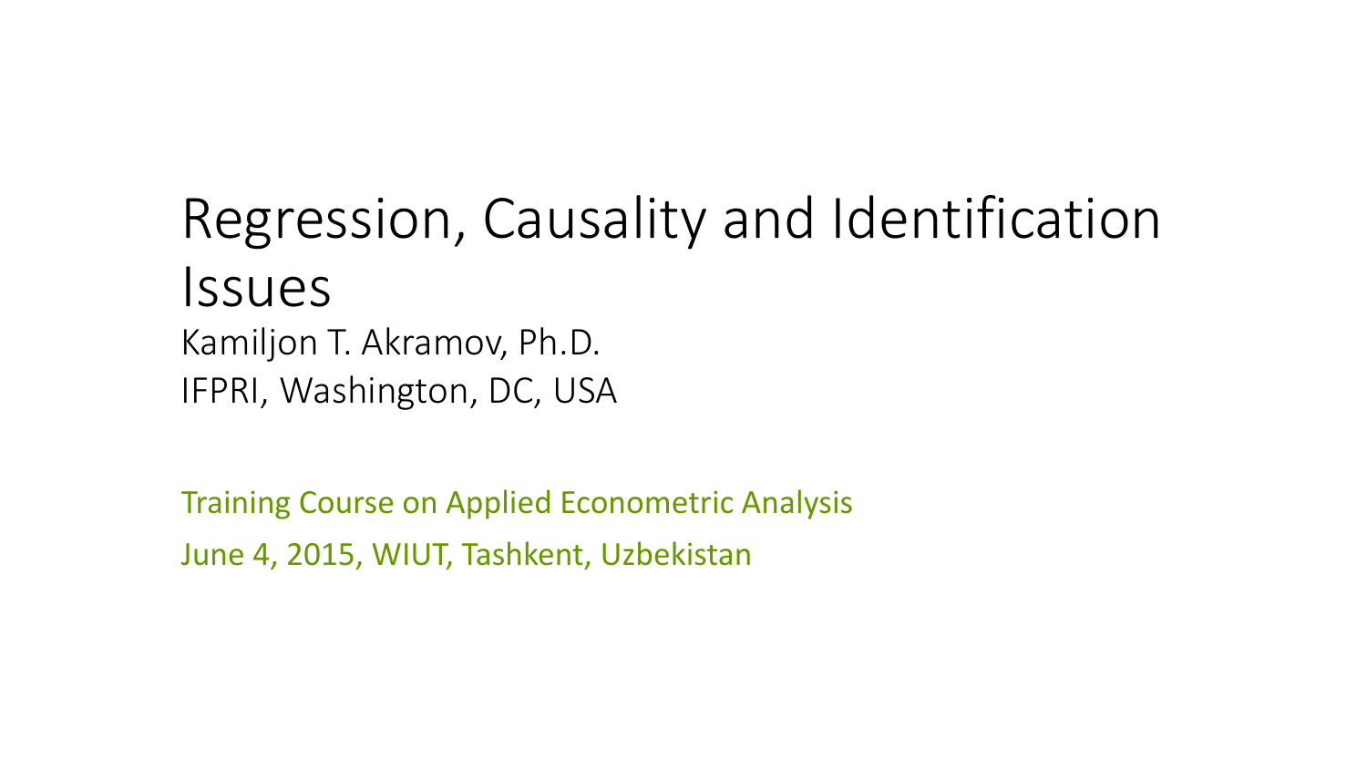# Regression, Causality and Identification Issues

Kamiljon T. Akramov, Ph.D.

IFPRI, Washington, DC, USA

Training Course on Applied Econometric Analysis

June 4, 2015, WIUT, Tashkent, Uzbekistan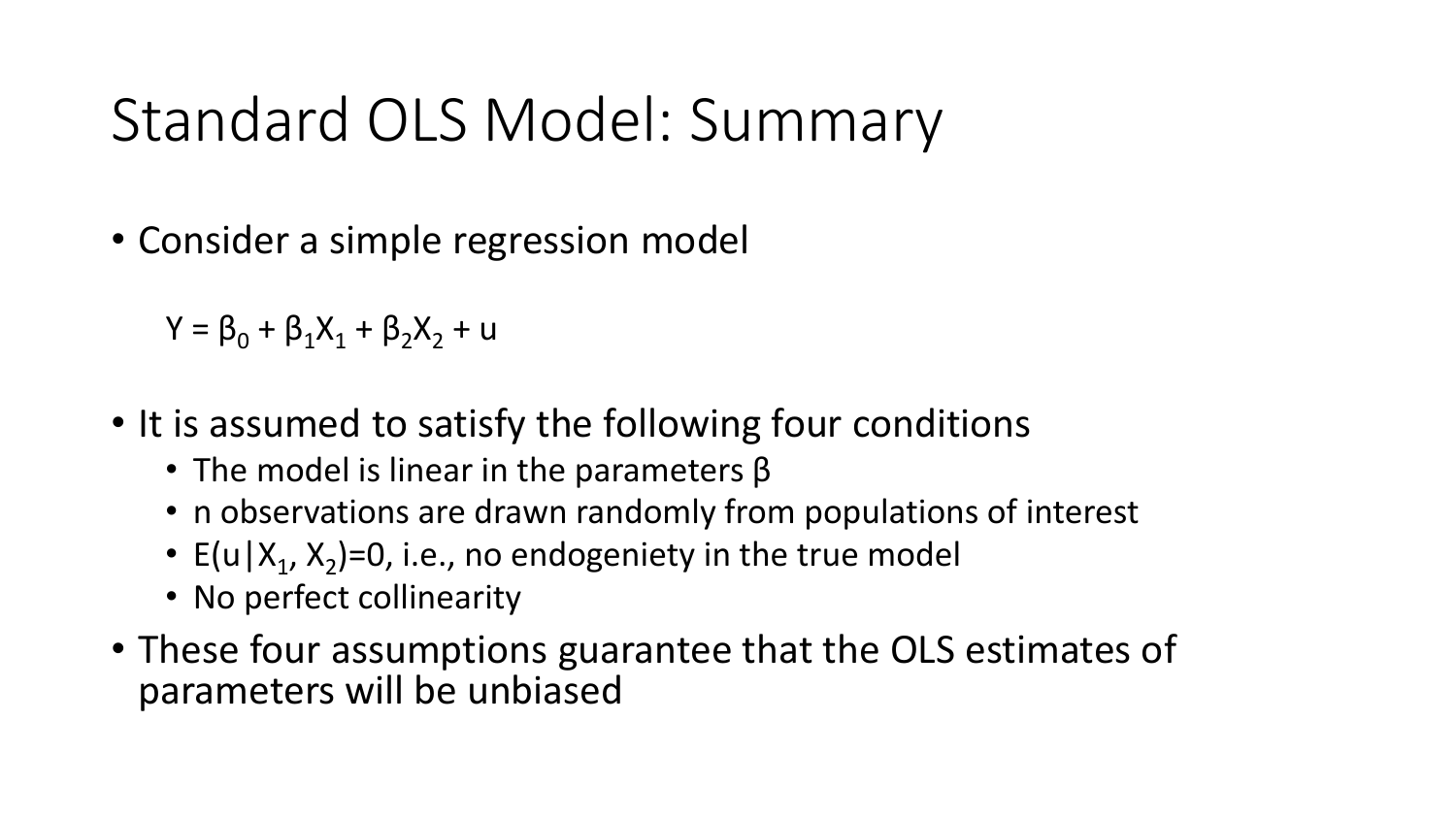# Standard OLS Model: Summary

- Consider a simple regression model

  $Y = \beta_0 + \beta_1 X_1 + \beta_2 X_2 + u$

- It is assumed to satisfy the following four conditions
  - The model is linear in the parameters β
  - n observations are drawn randomly from populations of interest
  - $E(u|X_1, X_2)=0$, i.e., no endogeniety in the true model
  - No perfect collinearity
- These four assumptions guarantee that the OLS estimates of parameters will be unbiased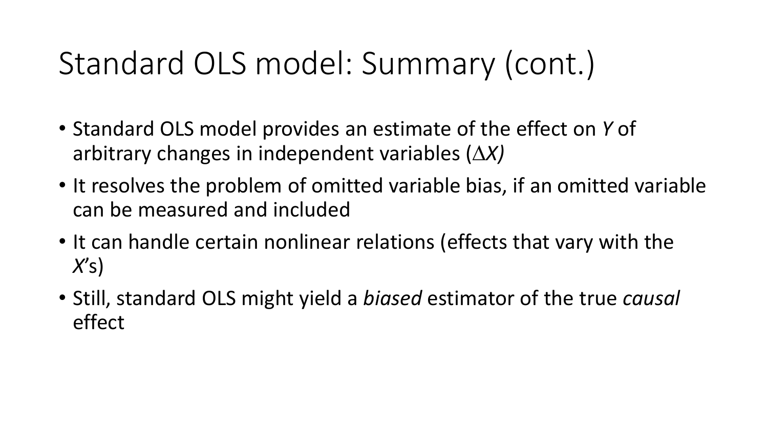# Standard OLS model: Summary (cont.)

- Standard OLS model provides an estimate of the effect on $Y$ of arbitrary changes in independent variables ($\Delta X$)
- It resolves the problem of omitted variable bias, if an omitted variable can be measured and included
- It can handle certain nonlinear relations (effects that vary with the $X$'s)
- Still, standard OLS might yield a *biased* estimator of the true *causal* effect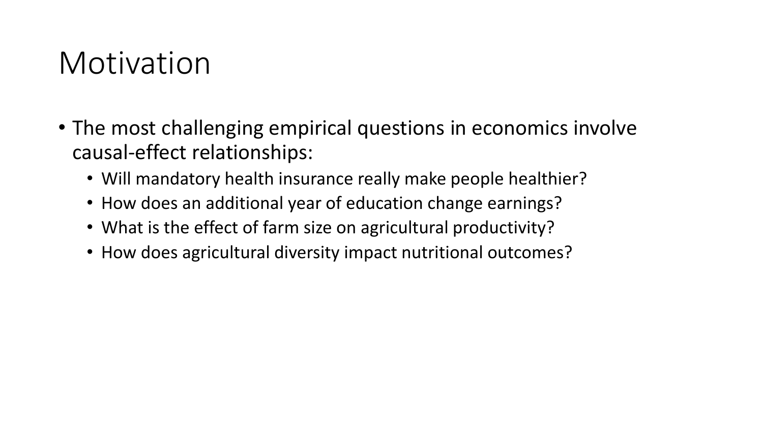# Motivation

- The most challenging empirical questions in economics involve causal-effect relationships:
  - Will mandatory health insurance really make people healthier?
  - How does an additional year of education change earnings?
  - What is the effect of farm size on agricultural productivity?
  - How does agricultural diversity impact nutritional outcomes?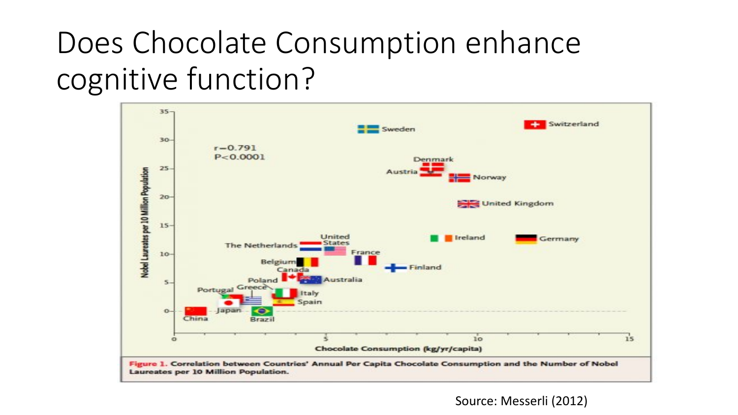# Does Chocolate Consumption enhance cognitive function?

**Figure 1.** Correlation between Countries' Annual Per Capita Chocolate Consumption and the Number of Nobel Laureates per 10 Million Population.

Source: Messerli (2012)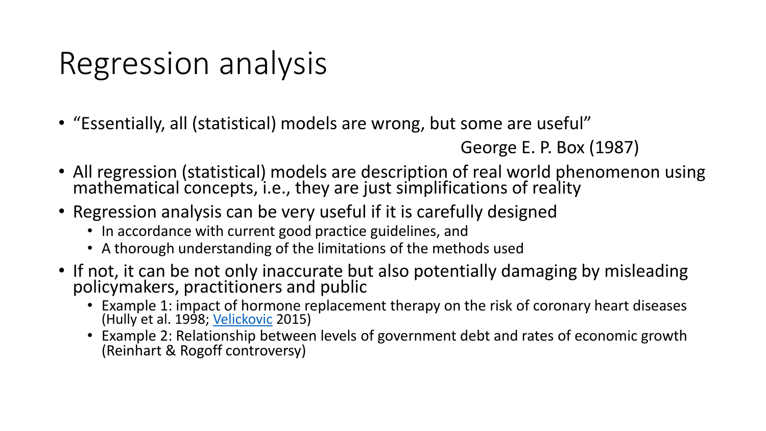# Regression analysis

- "Essentially, all (statistical) models are wrong, but some are useful"

  George E. P. Box (1987)

- All regression (statistical) models are description of real world phenomenon using mathematical concepts, i.e., they are just simplifications of reality
- Regression analysis can be very useful if it is carefully designed
  - In accordance with current good practice guidelines, and
  - A thorough understanding of the limitations of the methods used
- If not, it can be not only inaccurate but also potentially damaging by misleading policymakers, practitioners and public
  - Example 1: impact of hormone replacement therapy on the risk of coronary heart diseases (Hully et al. 1998; Velickovic 2015)
  - Example 2: Relationship between levels of government debt and rates of economic growth (Reinhart & Rogoff controversy)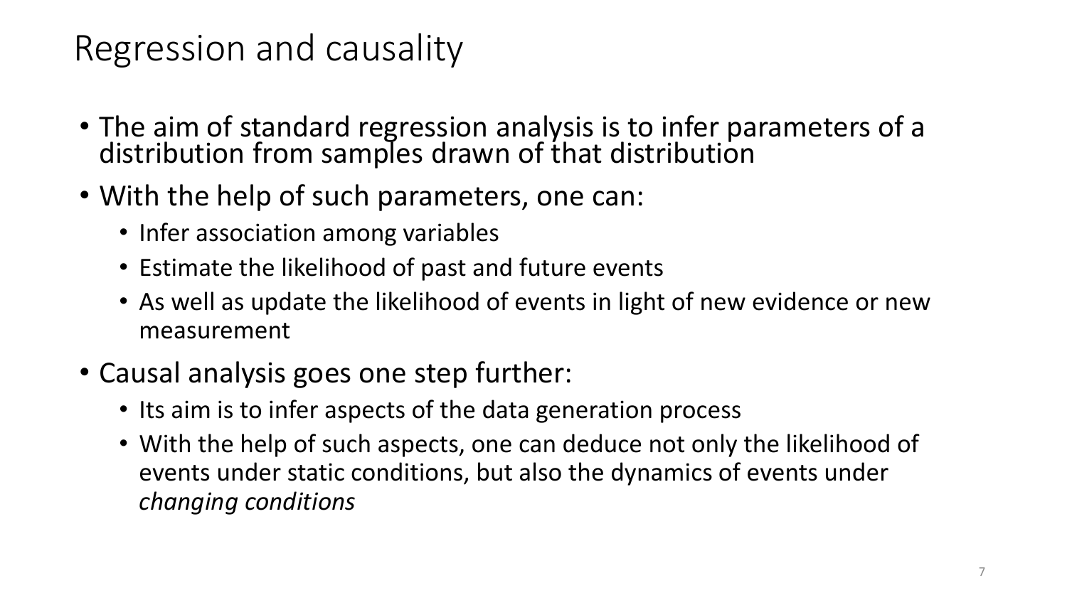# Regression and causality

- The aim of standard regression analysis is to infer parameters of a distribution from samples drawn of that distribution
- With the help of such parameters, one can:
  - Infer association among variables
  - Estimate the likelihood of past and future events
  - As well as update the likelihood of events in light of new evidence or new measurement
- Causal analysis goes one step further:
  - Its aim is to infer aspects of the data generation process
  - With the help of such aspects, one can deduce not only the likelihood of events under static conditions, but also the dynamics of events under *changing conditions*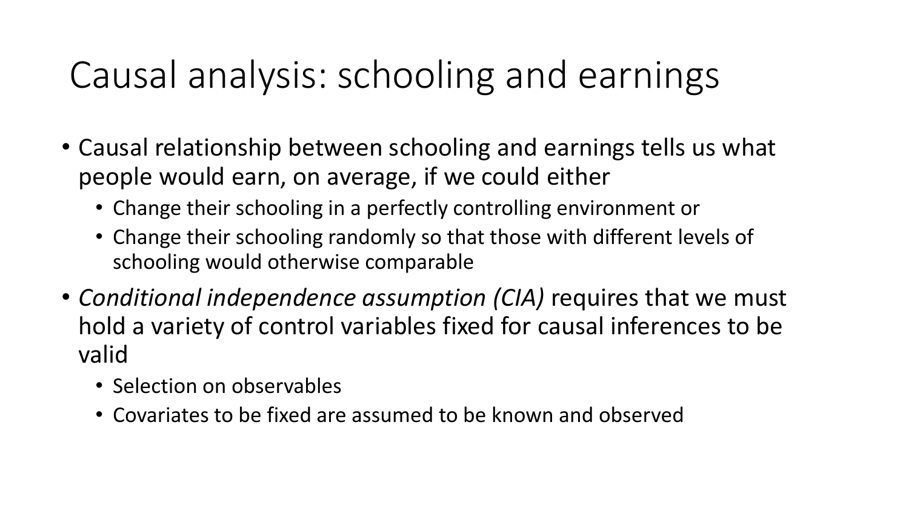# Causal analysis: schooling and earnings

- Causal relationship between schooling and earnings tells us what people would earn, on average, if we could either
  - Change their schooling in a perfectly controlling environment or
  - Change their schooling randomly so that those with different levels of schooling would otherwise comparable
- *Conditional independence assumption (CIA)* requires that we must hold a variety of control variables fixed for causal inferences to be valid
  - Selection on observables
  - Covariates to be fixed are assumed to be known and observed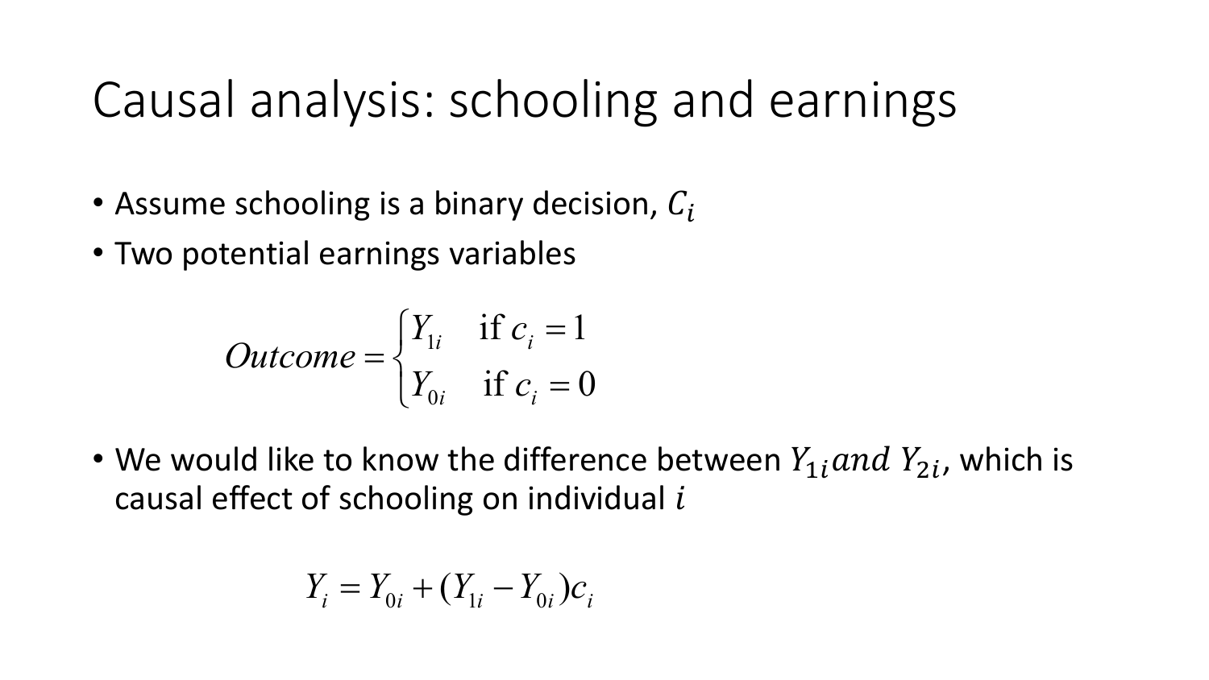# Causal analysis: schooling and earnings

- Assume schooling is a binary decision, $C_i$
- Two potential earnings variables

$$Outcome = \begin{cases} Y_{1i} & \text{if } c_i = 1 \\ Y_{0i} & \text{if } c_i = 0 \end{cases}$$

- We would like to know the difference between $Y_{1i} and\ Y_{2i}$, which is causal effect of schooling on individual $i$

$$Y_i = Y_{0i} + (Y_{1i} - Y_{0i})c_i$$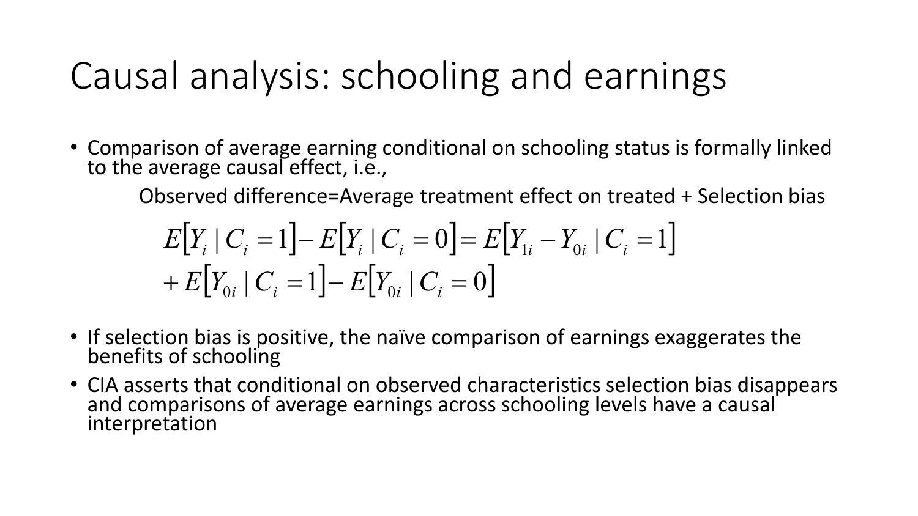# Causal analysis: schooling and earnings

- Comparison of average earning conditional on schooling status is formally linked to the average causal effect, i.e.,

  Observed difference=Average treatment effect on treated + Selection bias

$$
\begin{aligned}
E[Y_i \mid C_i = 1] - E[Y_i \mid C_i = 0] &= E[Y_{1i} - Y_{0i} \mid C_i = 1] \\
&+ E[Y_{0i} \mid C_i = 1] - E[Y_{0i} \mid C_i = 0]
\end{aligned}
$$

- If selection bias is positive, the naïve comparison of earnings exaggerates the benefits of schooling
- CIA asserts that conditional on observed characteristics selection bias disappears and comparisons of average earnings across schooling levels have a causal interpretation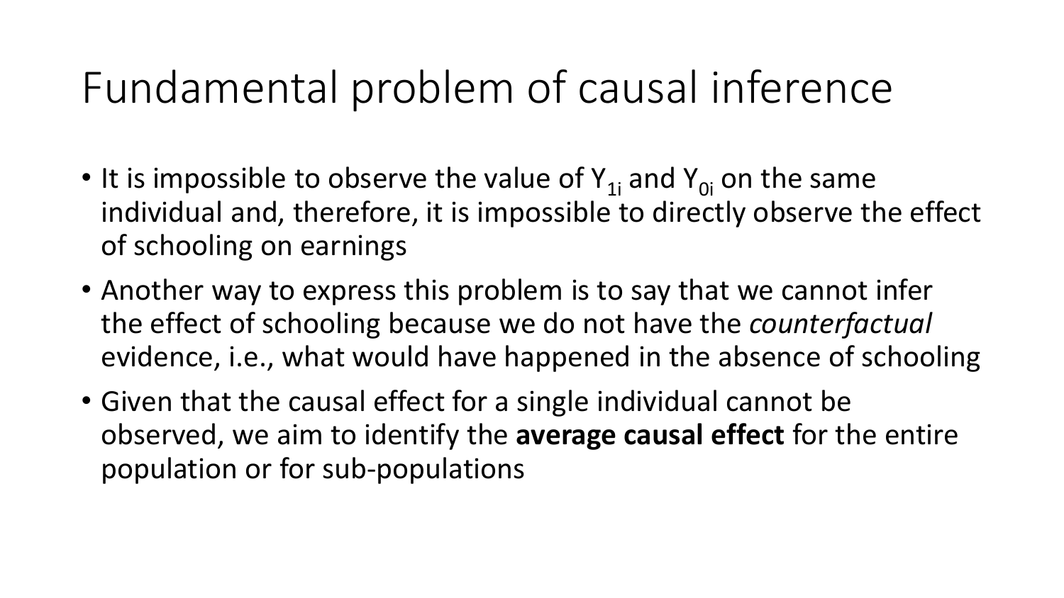# Fundamental problem of causal inference

- It is impossible to observe the value of $Y_{1i}$ and $Y_{0i}$ on the same individual and, therefore, it is impossible to directly observe the effect of schooling on earnings
- Another way to express this problem is to say that we cannot infer the effect of schooling because we do not have the *counterfactual* evidence, i.e., what would have happened in the absence of schooling
- Given that the causal effect for a single individual cannot be observed, we aim to identify the **average causal effect** for the entire population or for sub-populations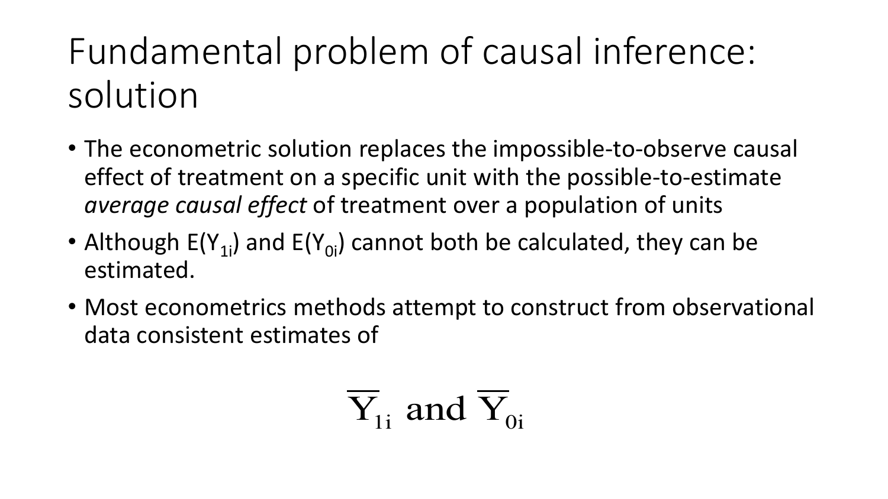# Fundamental problem of causal inference: solution

- The econometric solution replaces the impossible-to-observe causal effect of treatment on a specific unit with the possible-to-estimate *average causal effect* of treatment over a population of units
- Although $E(Y_{1i})$ and $E(Y_{0i})$ cannot both be calculated, they can be estimated.
- Most econometrics methods attempt to construct from observational data consistent estimates of

$$\overline{Y}_{1i} \text{ and } \overline{Y}_{0i}$$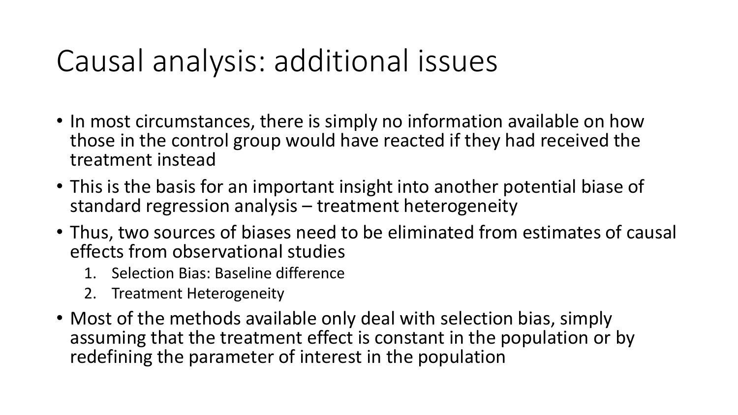# Causal analysis: additional issues

- In most circumstances, there is simply no information available on how those in the control group would have reacted if they had received the treatment instead
- This is the basis for an important insight into another potential biase of standard regression analysis – treatment heterogeneity
- Thus, two sources of biases need to be eliminated from estimates of causal effects from observational studies
    1. Selection Bias: Baseline difference
    2. Treatment Heterogeneity
- Most of the methods available only deal with selection bias, simply assuming that the treatment effect is constant in the population or by redefining the parameter of interest in the population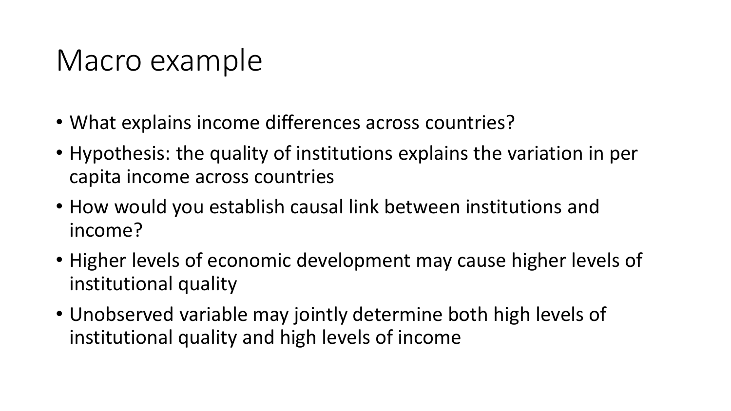# Macro example

- What explains income differences across countries?
- Hypothesis: the quality of institutions explains the variation in per capita income across countries
- How would you establish causal link between institutions and income?
- Higher levels of economic development may cause higher levels of institutional quality
- Unobserved variable may jointly determine both high levels of institutional quality and high levels of income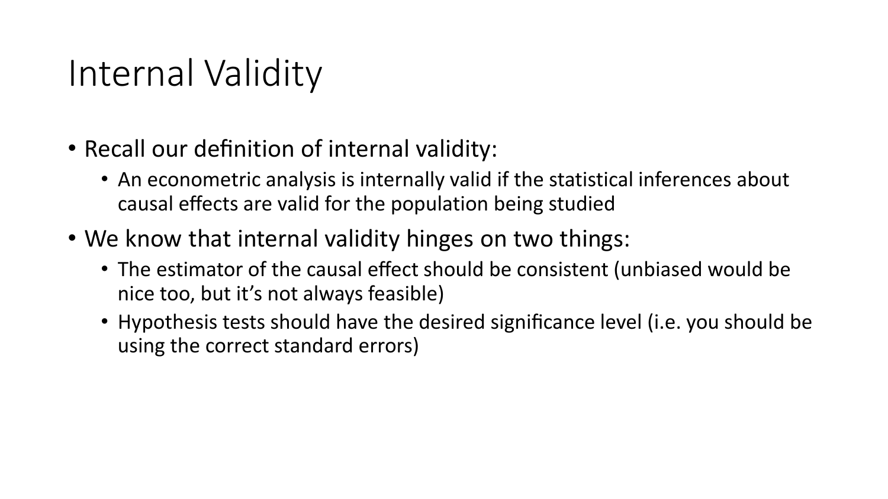# Internal Validity

- Recall our definition of internal validity:
  - An econometric analysis is internally valid if the statistical inferences about causal effects are valid for the population being studied
- We know that internal validity hinges on two things:
  - The estimator of the causal effect should be consistent (unbiased would be nice too, but it's not always feasible)
  - Hypothesis tests should have the desired significance level (i.e. you should be using the correct standard errors)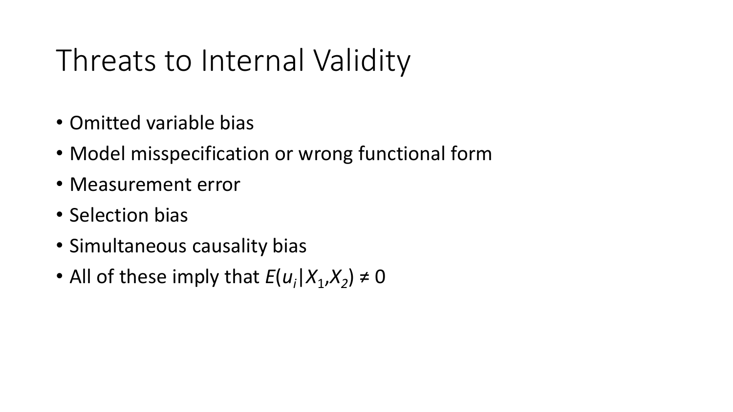# Threats to Internal Validity

- Omitted variable bias
- Model misspecification or wrong functional form
- Measurement error
- Selection bias
- Simultaneous causality bias
- All of these imply that $E(u_i|X_1,X_2) \neq 0$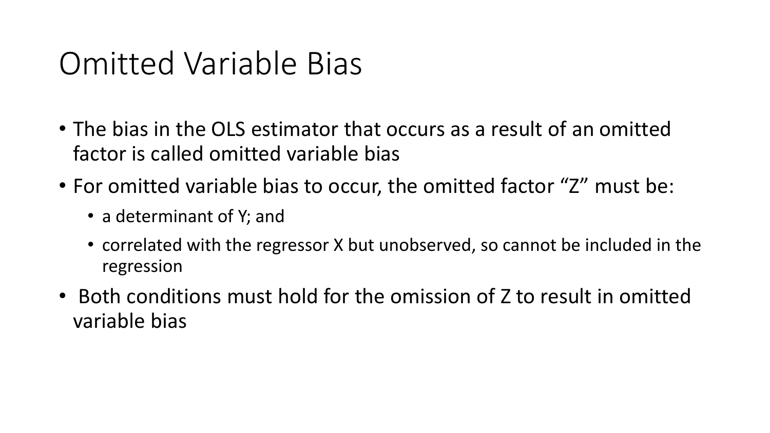# Omitted Variable Bias

- The bias in the OLS estimator that occurs as a result of an omitted factor is called omitted variable bias
- For omitted variable bias to occur, the omitted factor "Z" must be:
  - a determinant of Y; and
  - correlated with the regressor X but unobserved, so cannot be included in the regression
- Both conditions must hold for the omission of Z to result in omitted variable bias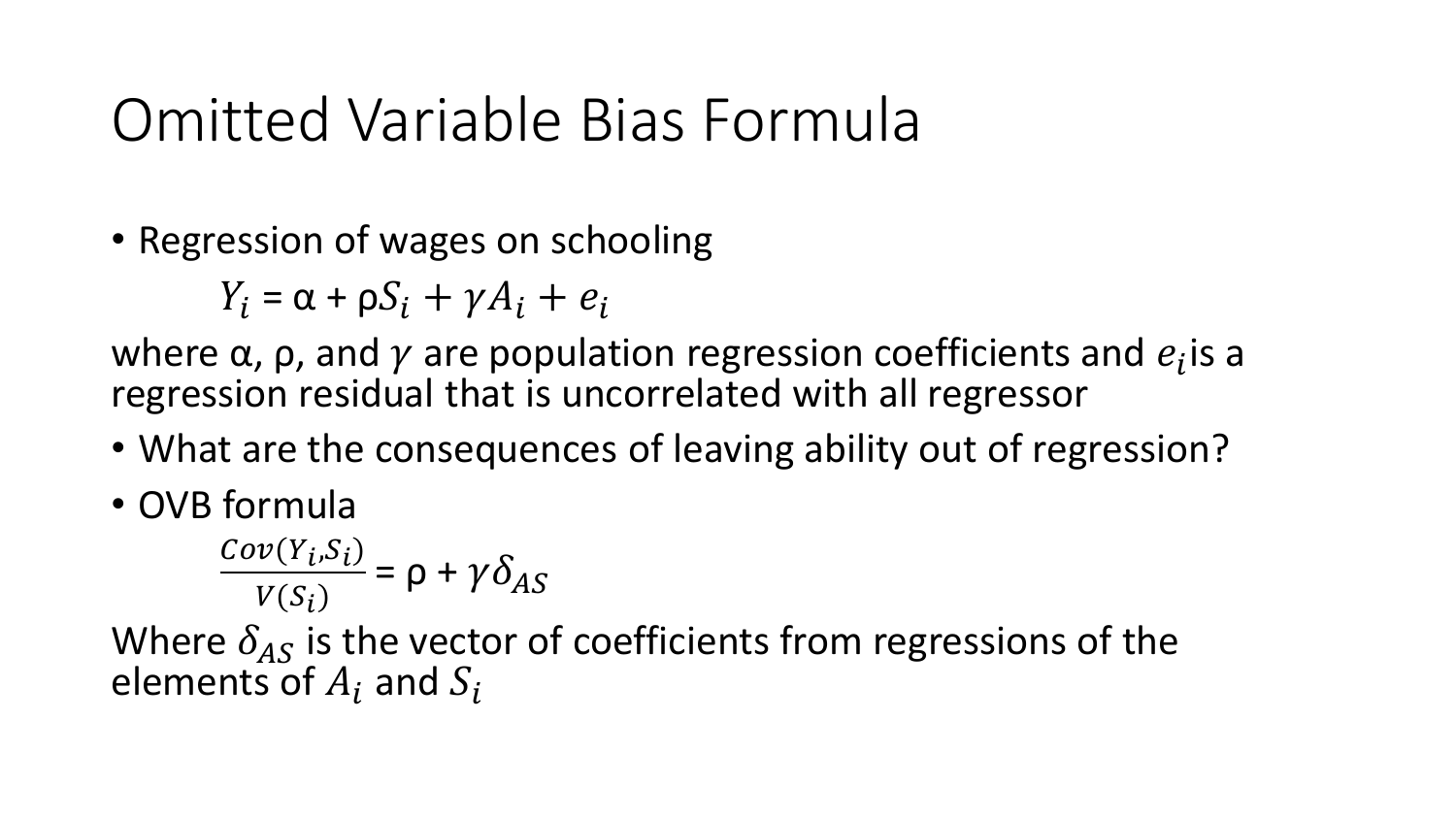# Omitted Variable Bias Formula

- Regression of wages on schooling

$$Y_i = \alpha + \rho S_i + \gamma A_i + e_i$$

where α, ρ, and $\gamma$ are population regression coefficients and $e_i$is a regression residual that is uncorrelated with all regressor

- What are the consequences of leaving ability out of regression?
- OVB formula

$$\frac{Cov(Y_i,S_i)}{V(S_i)} = \rho + \gamma\delta_{AS}$$

Where $\delta_{AS}$ is the vector of coefficients from regressions of the elements of $A_i$ and $S_i$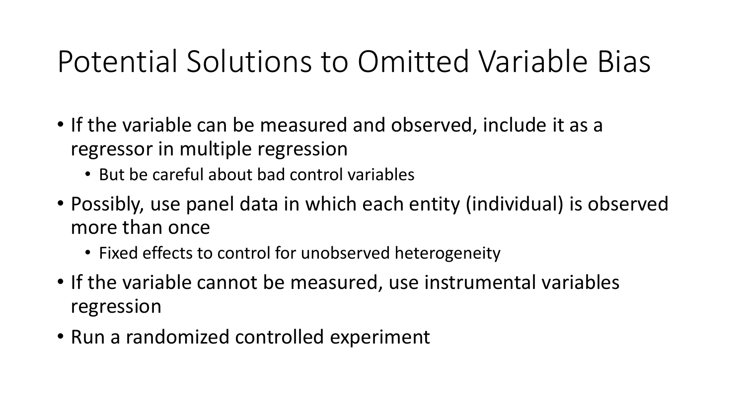# Potential Solutions to Omitted Variable Bias

- If the variable can be measured and observed, include it as a regressor in multiple regression
  - But be careful about bad control variables
- Possibly, use panel data in which each entity (individual) is observed more than once
  - Fixed effects to control for unobserved heterogeneity
- If the variable cannot be measured, use instrumental variables regression
- Run a randomized controlled experiment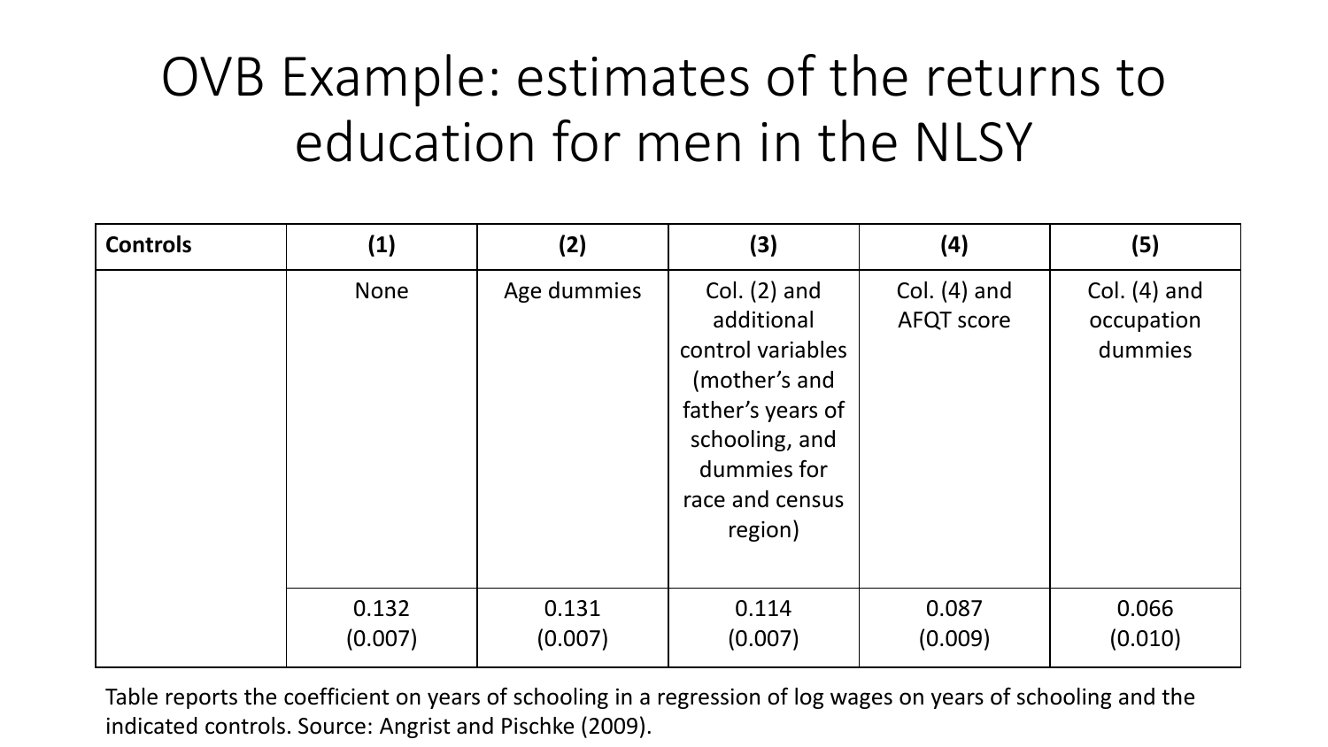# OVB Example: estimates of the returns to education for men in the NLSY

| Controls | (1) | (2) | (3) | (4) | (5) |
|---|---|---|---|---|---|
| | None | Age dummies | Col. (2) and additional control variables (mother's and father's years of schooling, and dummies for race and census region) | Col. (4) and AFQT score | Col. (4) and occupation dummies |
| | 0.132 (0.007) | 0.131 (0.007) | 0.114 (0.007) | 0.087 (0.009) | 0.066 (0.010) |

Table reports the coefficient on years of schooling in a regression of log wages on years of schooling and the indicated controls. Source: Angrist and Pischke (2009).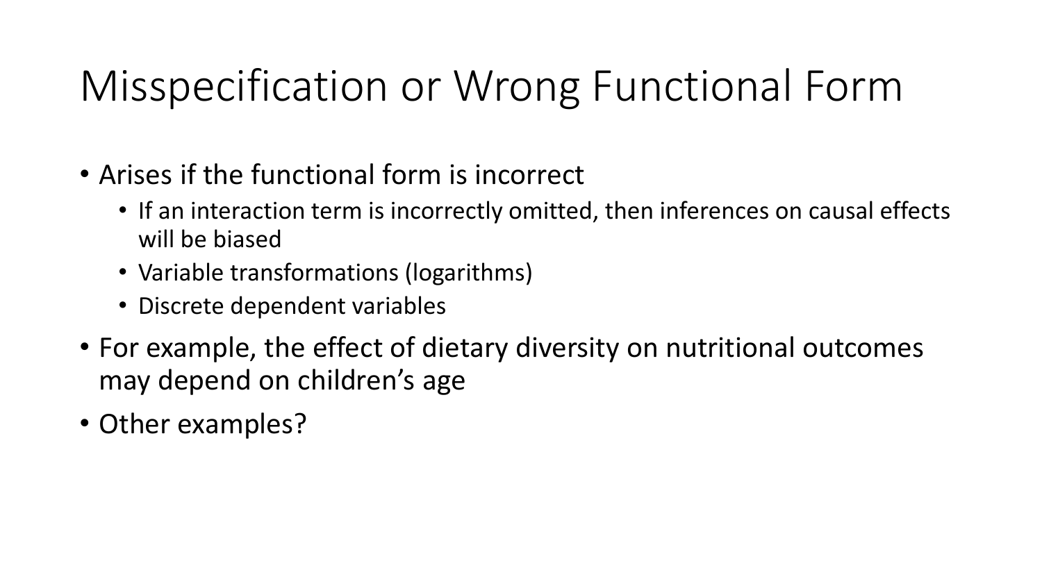# Misspecification or Wrong Functional Form

- Arises if the functional form is incorrect
  - If an interaction term is incorrectly omitted, then inferences on causal effects will be biased
  - Variable transformations (logarithms)
  - Discrete dependent variables
- For example, the effect of dietary diversity on nutritional outcomes may depend on children's age
- Other examples?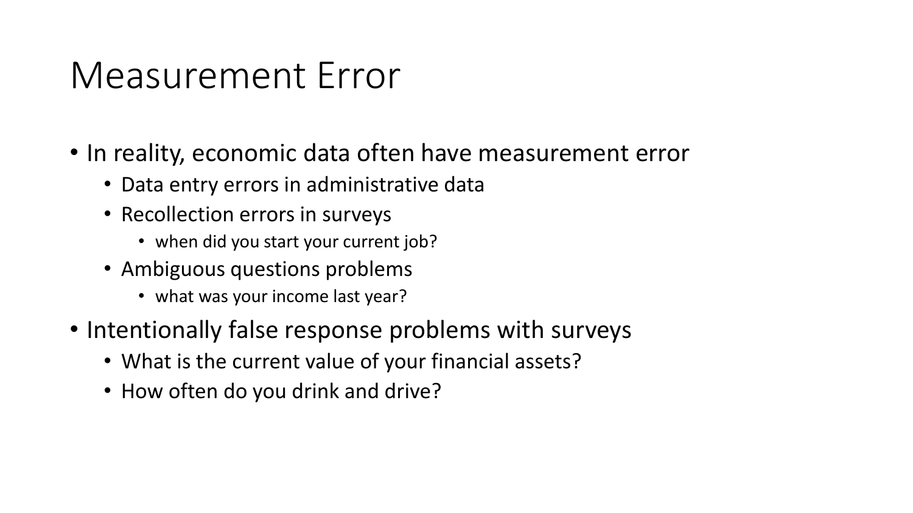# Measurement Error

- In reality, economic data often have measurement error
  - Data entry errors in administrative data
  - Recollection errors in surveys
    - when did you start your current job?
  - Ambiguous questions problems
    - what was your income last year?
- Intentionally false response problems with surveys
  - What is the current value of your financial assets?
  - How often do you drink and drive?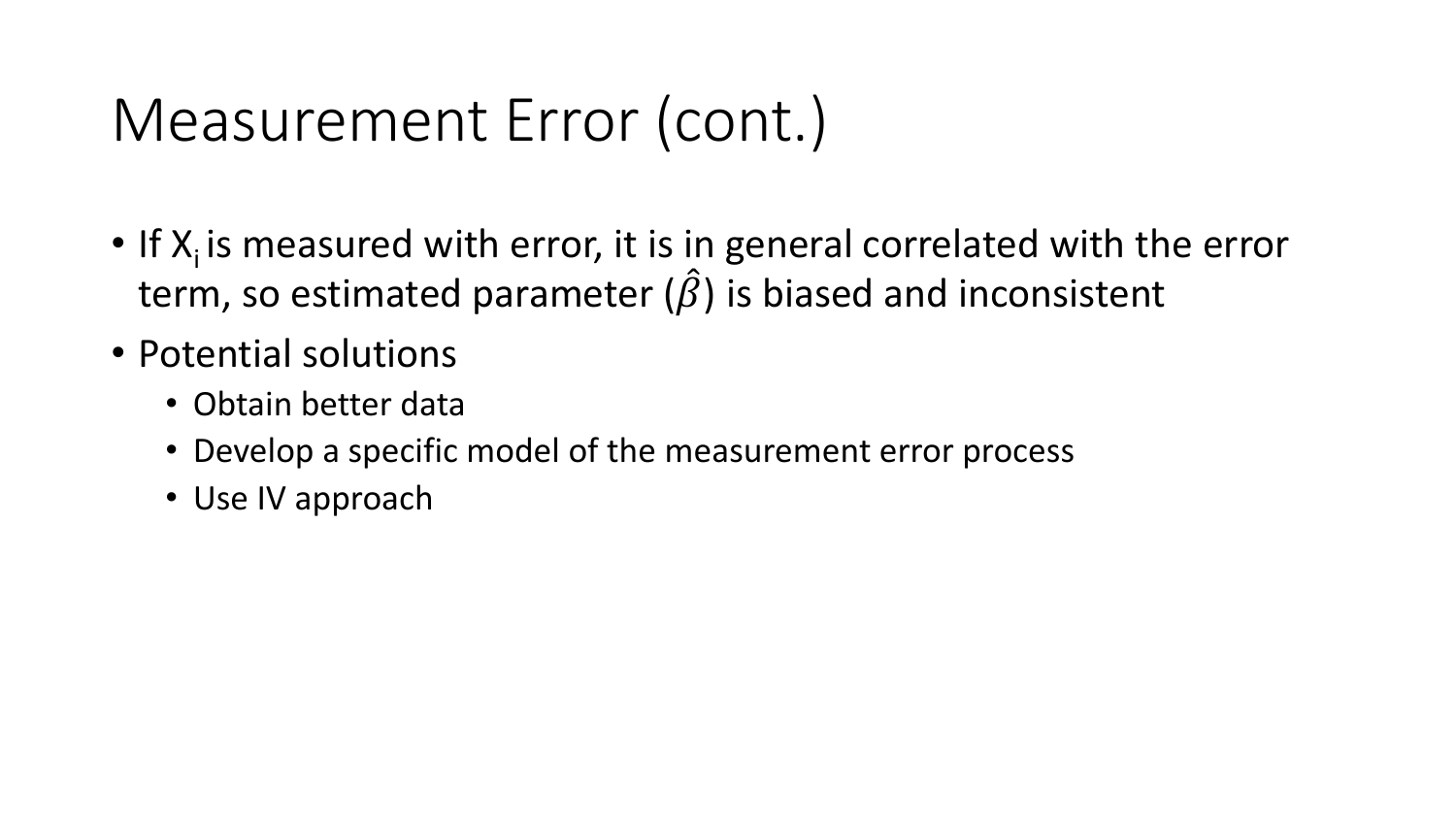# Measurement Error (cont.)

- If $X_i$ is measured with error, it is in general correlated with the error term, so estimated parameter ($\hat{\beta}$) is biased and inconsistent
- Potential solutions
  - Obtain better data
  - Develop a specific model of the measurement error process
  - Use IV approach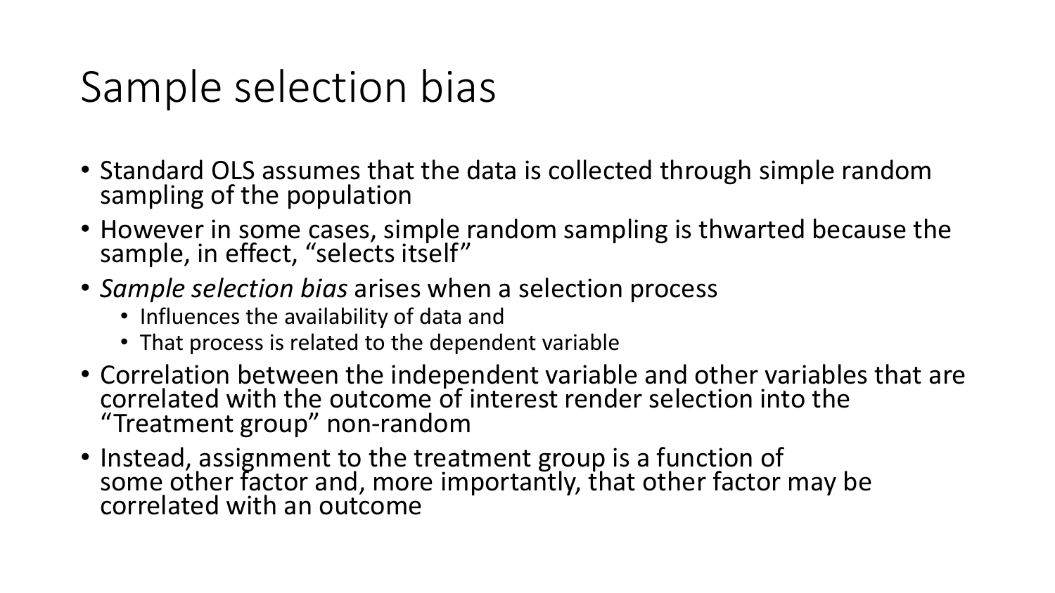# Sample selection bias

- Standard OLS assumes that the data is collected through simple random sampling of the population
- However in some cases, simple random sampling is thwarted because the sample, in effect, "selects itself"
- *Sample selection bias* arises when a selection process
  - Influences the availability of data and
  - That process is related to the dependent variable
- Correlation between the independent variable and other variables that are correlated with the outcome of interest render selection into the "Treatment group" non-random
- Instead, assignment to the treatment group is a function of some other factor and, more importantly, that other factor may be correlated with an outcome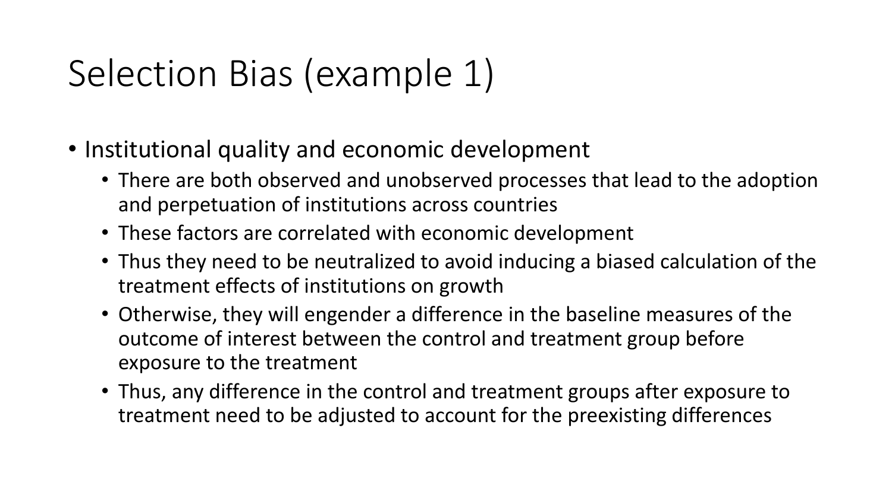# Selection Bias (example 1)

- Institutional quality and economic development
  - There are both observed and unobserved processes that lead to the adoption and perpetuation of institutions across countries
  - These factors are correlated with economic development
  - Thus they need to be neutralized to avoid inducing a biased calculation of the treatment effects of institutions on growth
  - Otherwise, they will engender a difference in the baseline measures of the outcome of interest between the control and treatment group before exposure to the treatment
  - Thus, any difference in the control and treatment groups after exposure to treatment need to be adjusted to account for the preexisting differences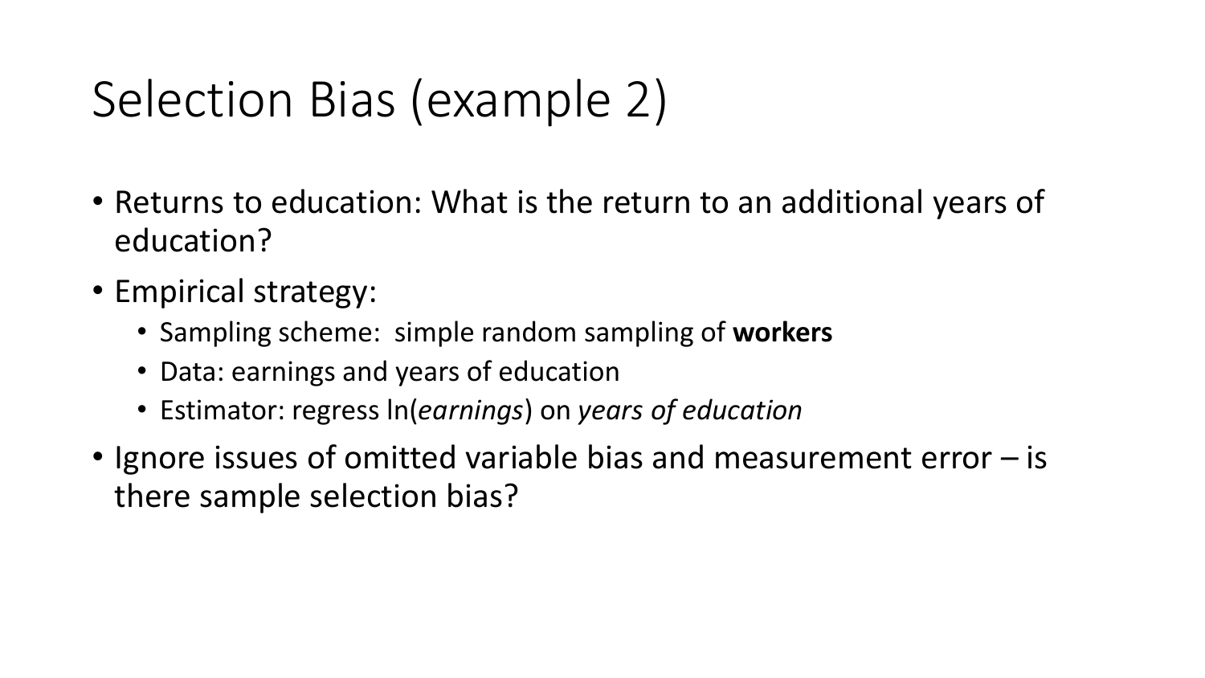# Selection Bias (example 2)

- Returns to education: What is the return to an additional years of education?
- Empirical strategy:
  - Sampling scheme: simple random sampling of **workers**
  - Data: earnings and years of education
  - Estimator: regress ln(*earnings*) on *years of education*
- Ignore issues of omitted variable bias and measurement error – is there sample selection bias?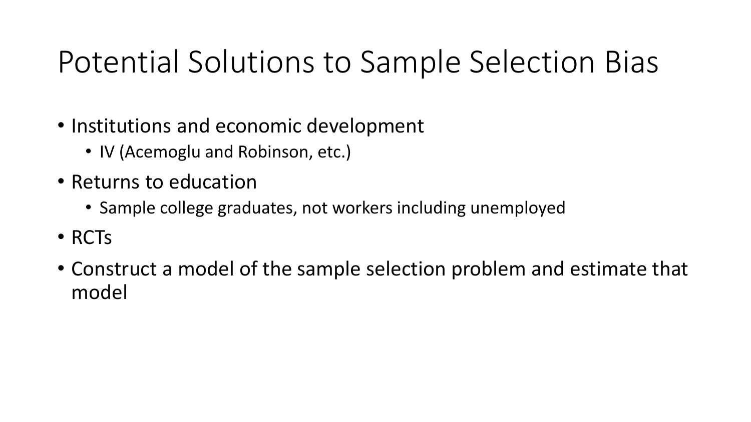# Potential Solutions to Sample Selection Bias

- Institutions and economic development
  - IV (Acemoglu and Robinson, etc.)
- Returns to education
  - Sample college graduates, not workers including unemployed
- RCTs
- Construct a model of the sample selection problem and estimate that model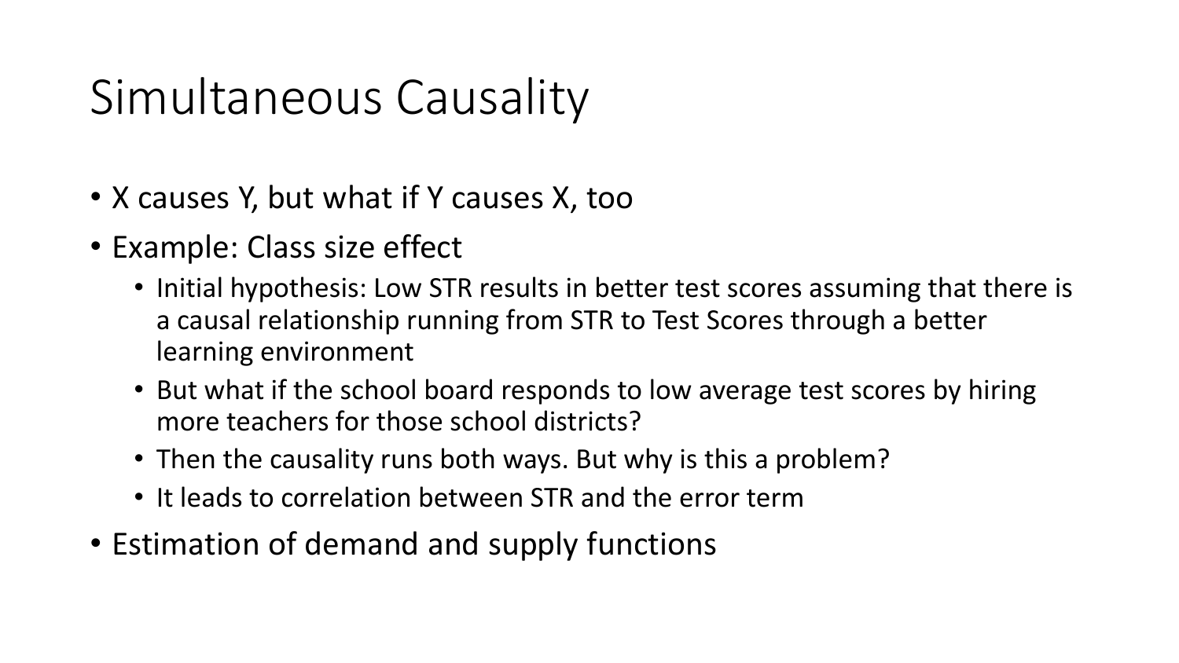# Simultaneous Causality

- X causes Y, but what if Y causes X, too
- Example: Class size effect
  - Initial hypothesis: Low STR results in better test scores assuming that there is a causal relationship running from STR to Test Scores through a better learning environment
  - But what if the school board responds to low average test scores by hiring more teachers for those school districts?
  - Then the causality runs both ways. But why is this a problem?
  - It leads to correlation between STR and the error term
- Estimation of demand and supply functions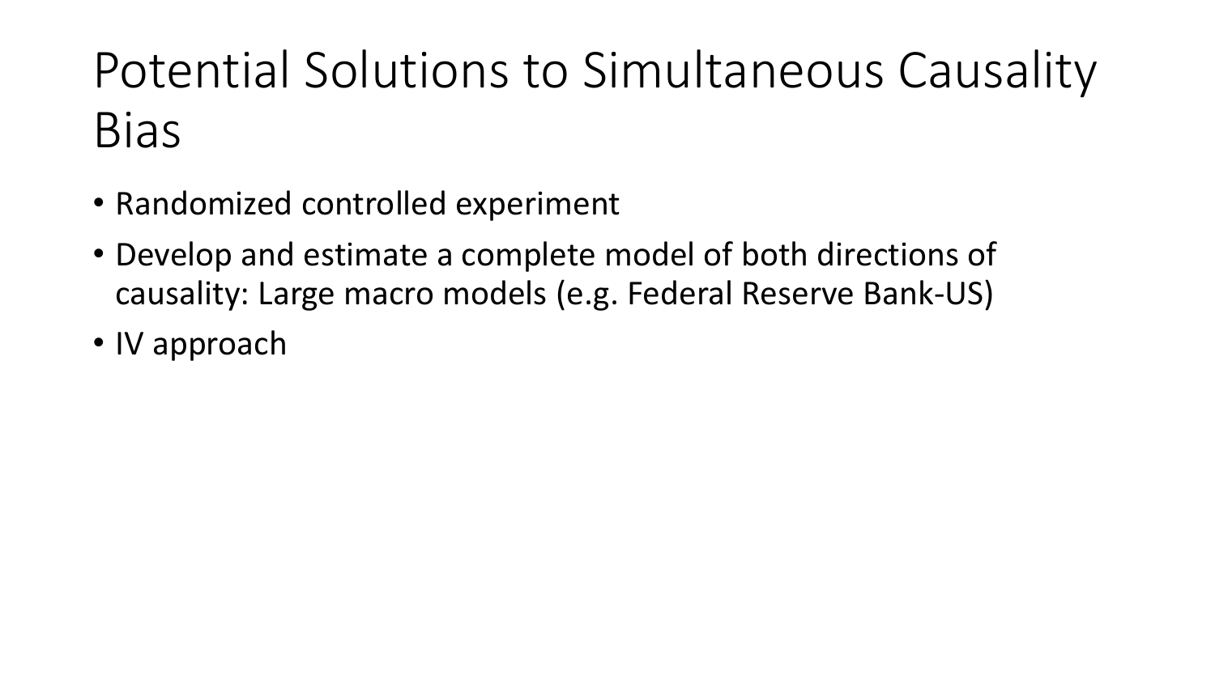# Potential Solutions to Simultaneous Causality Bias

- Randomized controlled experiment
- Develop and estimate a complete model of both directions of causality: Large macro models (e.g. Federal Reserve Bank-US)
- IV approach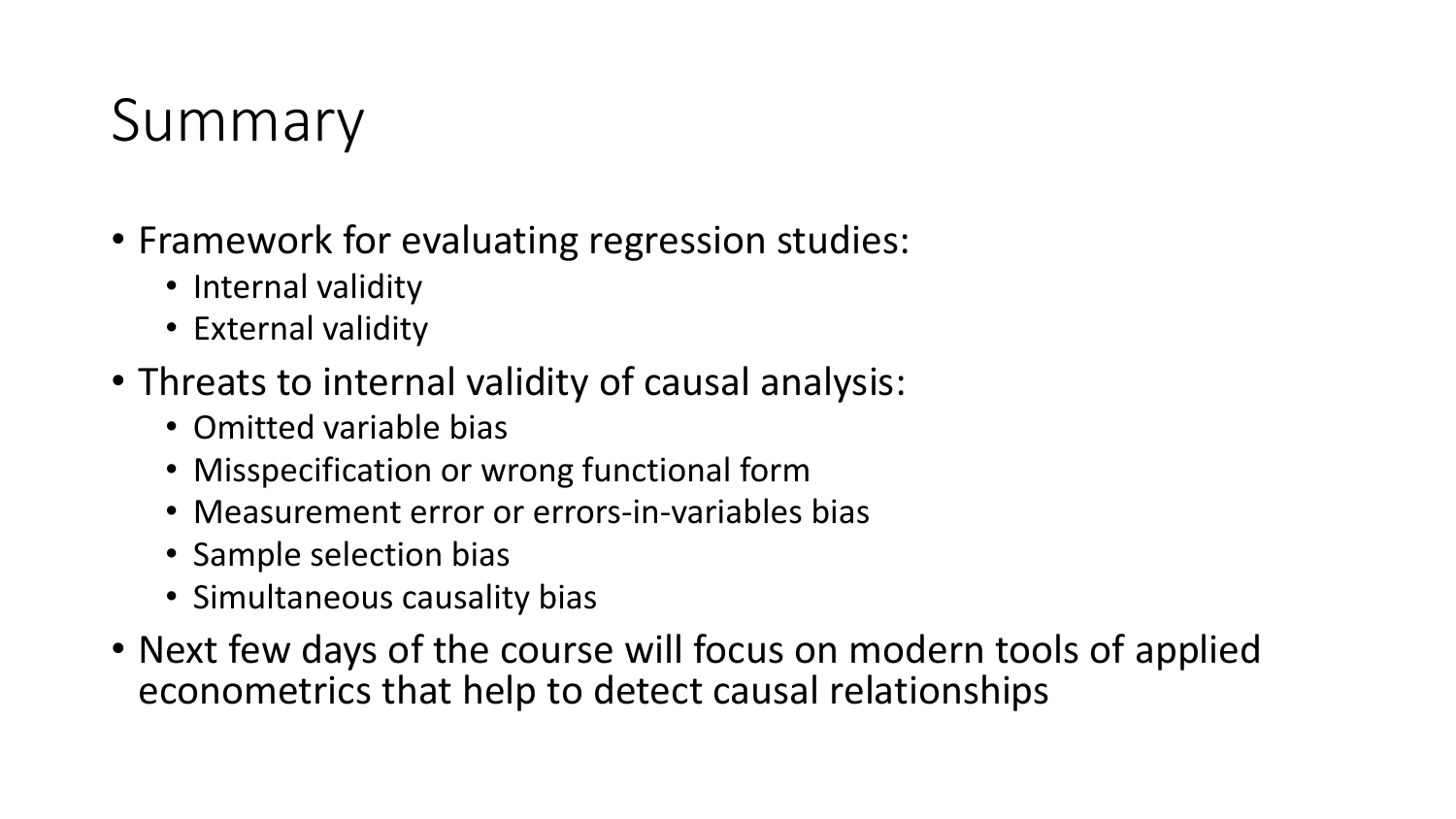# Summary

- Framework for evaluating regression studies:
  - Internal validity
  - External validity
- Threats to internal validity of causal analysis:
  - Omitted variable bias
  - Misspecification or wrong functional form
  - Measurement error or errors-in-variables bias
  - Sample selection bias
  - Simultaneous causality bias
- Next few days of the course will focus on modern tools of applied econometrics that help to detect causal relationships